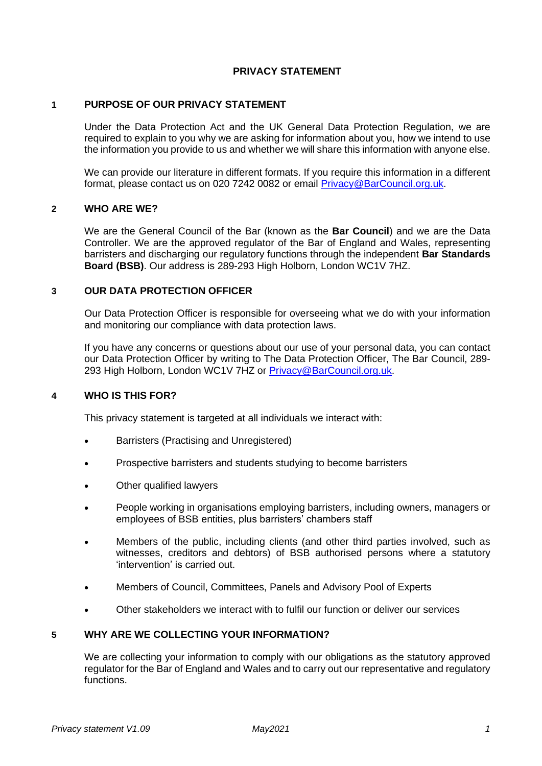# PRIVACY STATEMENT

## 1 PURPOSE OF OUR PRIVACY STATEMENT

Under the Data Protection Act and the UK General Data Protection Regulation, we are required to explain to you why we are asking for information about you, how we intend to use the information you provide to us and whether we will share this information with anyone else.

We can provide our literature in different formats. If you require this information in a different format, please contact us on 020 7242 0082 or email Privacy@BarCouncil.org.uk.

## 2 WHO ARE WE?

We are the General Council of the Bar (known as the **Bar Council**) and we are the Data Controller. We are the approved regulator of the Bar of England and Wales, representing barristers and discharging our regulatory functions through the independent **Bar Standards Board (BSB)**. Our address is 289-293 High Holborn, London WC1V 7HZ.

## 3 OUR DATA PROTECTION OFFICER

Our Data Protection Officer is responsible for overseeing what we do with your information and monitoring our compliance with data protection laws.

If you have any concerns or questions about our use of your personal data, you can contact our Data Protection Officer by writing to The Data Protection Officer, The Bar Council, 289-293 High Holborn, London WC1V 7HZ or Privacy@BarCouncil.org.uk.

## 4 WHO IS THIS FOR?

This privacy statement is targeted at all individuals we interact with:

- Barristers (Practising and Unregistered)
- Prospective barristers and students studying to become barristers
- Other qualified lawyers
- People working in organisations employing barristers, including owners, managers or employees of BSB entities, plus barristers' chambers staff
- Members of the public, including clients (and other third parties involved, such as witnesses, creditors and debtors) of BSB authorised persons where a statutory 'intervention' is carried out.
- Members of Council, Committees, Panels and Advisory Pool of Experts
- Other stakeholders we interact with to fulfil our function or deliver our services

## 5 WHY ARE WE COLLECTING YOUR INFORMATION?

We are collecting your information to comply with our obligations as the statutory approved regulator for the Bar of England and Wales and to carry out our representative and regulatory functions.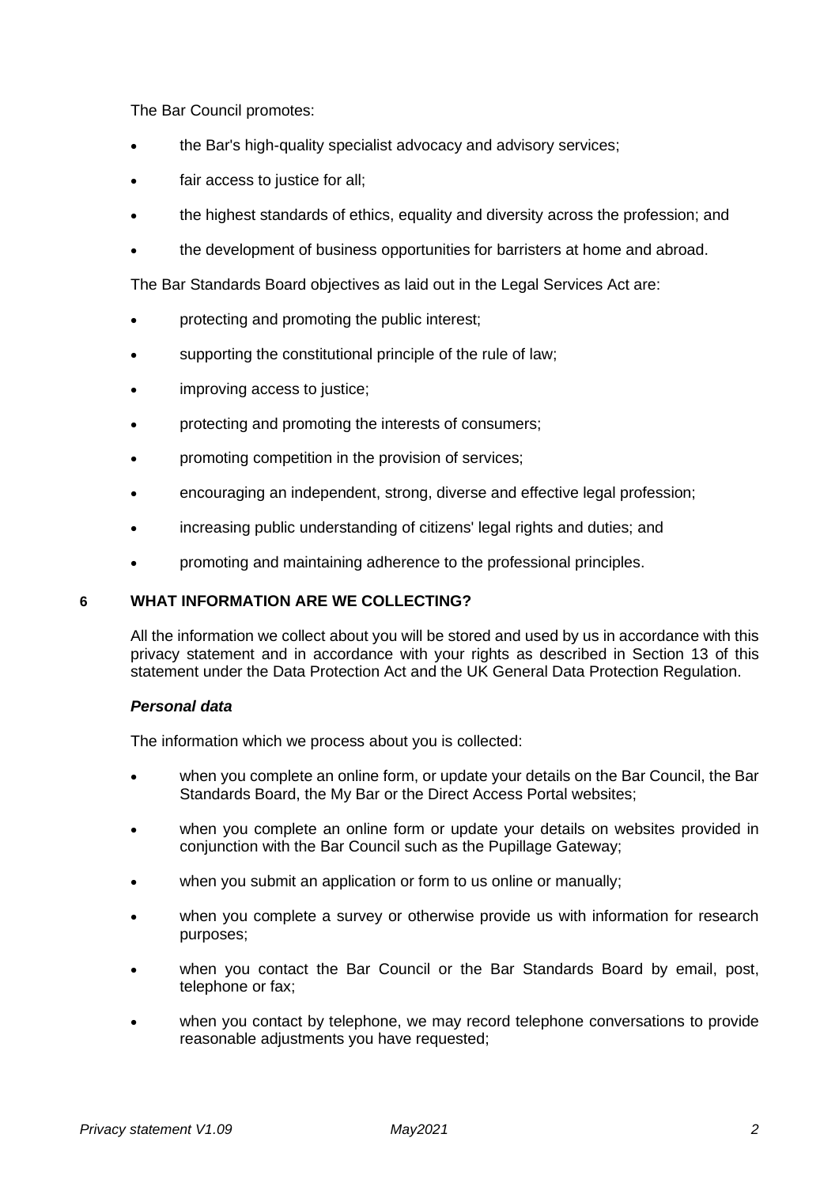The Bar Council promotes:

- the Bar's high-quality specialist advocacy and advisory services;
- fair access to justice for all;
- the highest standards of ethics, equality and diversity across the profession; and
- the development of business opportunities for barristers at home and abroad.

The Bar Standards Board objectives as laid out in the Legal Services Act are:

- protecting and promoting the public interest;
- supporting the constitutional principle of the rule of law;
- improving access to justice;
- protecting and promoting the interests of consumers;
- promoting competition in the provision of services;
- encouraging an independent, strong, diverse and effective legal profession;
- increasing public understanding of citizens' legal rights and duties; and
- promoting and maintaining adherence to the professional principles.

## 6 WHAT INFORMATION ARE WE COLLECTING?

All the information we collect about you will be stored and used by us in accordance with this privacy statement and in accordance with your rights as described in Section 13 of this statement under the Data Protection Act and the UK General Data Protection Regulation.

***Personal data***

The information which we process about you is collected:

- when you complete an online form, or update your details on the Bar Council, the Bar Standards Board, the My Bar or the Direct Access Portal websites;
- when you complete an online form or update your details on websites provided in conjunction with the Bar Council such as the Pupillage Gateway;
- when you submit an application or form to us online or manually;
- when you complete a survey or otherwise provide us with information for research purposes;
- when you contact the Bar Council or the Bar Standards Board by email, post, telephone or fax;
- when you contact by telephone, we may record telephone conversations to provide reasonable adjustments you have requested;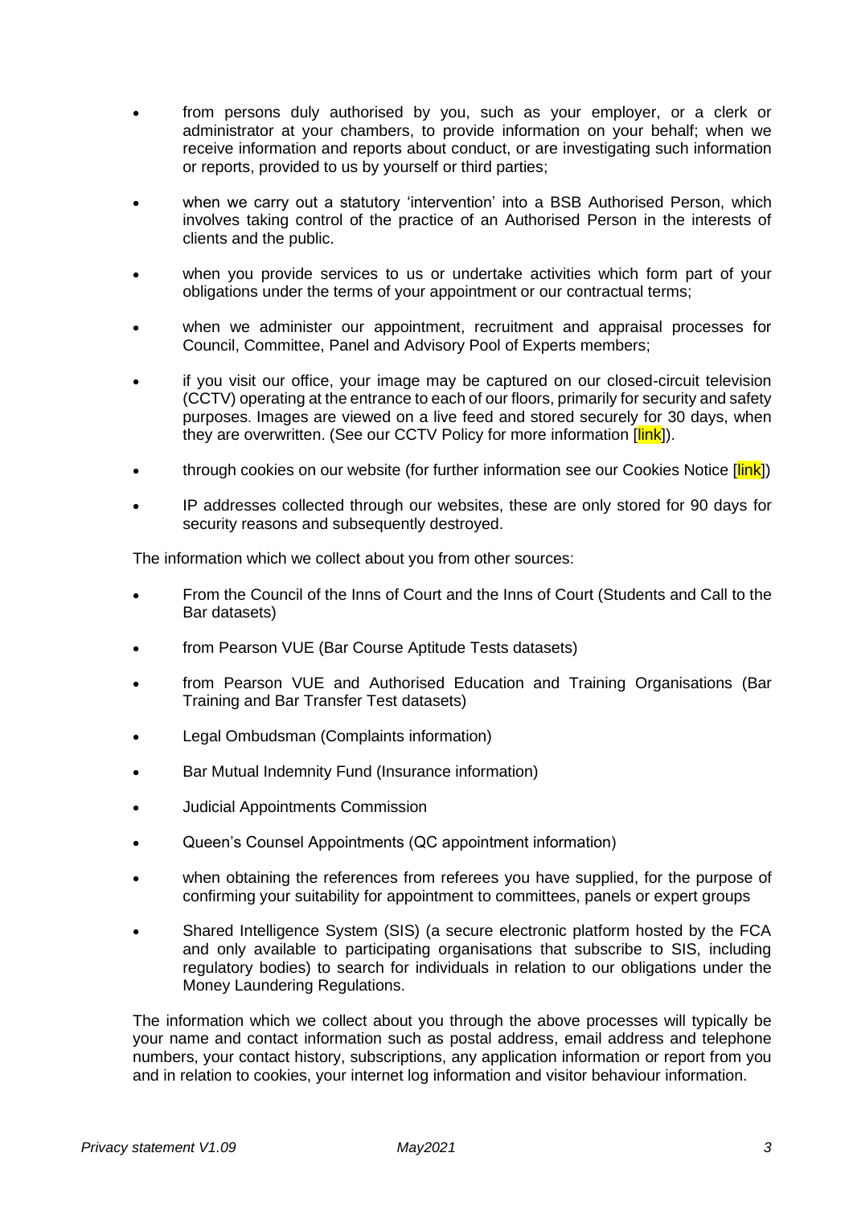- from persons duly authorised by you, such as your employer, or a clerk or administrator at your chambers, to provide information on your behalf; when we receive information and reports about conduct, or are investigating such information or reports, provided to us by yourself or third parties;

- when we carry out a statutory 'intervention' into a BSB Authorised Person, which involves taking control of the practice of an Authorised Person in the interests of clients and the public.

- when you provide services to us or undertake activities which form part of your obligations under the terms of your appointment or our contractual terms;

- when we administer our appointment, recruitment and appraisal processes for Council, Committee, Panel and Advisory Pool of Experts members;

- if you visit our office, your image may be captured on our closed-circuit television (CCTV) operating at the entrance to each of our floors, primarily for security and safety purposes. Images are viewed on a live feed and stored securely for 30 days, when they are overwritten. (See our CCTV Policy for more information [link]).

- through cookies on our website (for further information see our Cookies Notice [link])

- IP addresses collected through our websites, these are only stored for 90 days for security reasons and subsequently destroyed.

The information which we collect about you from other sources:

- From the Council of the Inns of Court and the Inns of Court (Students and Call to the Bar datasets)

- from Pearson VUE (Bar Course Aptitude Tests datasets)

- from Pearson VUE and Authorised Education and Training Organisations (Bar Training and Bar Transfer Test datasets)

- Legal Ombudsman (Complaints information)

- Bar Mutual Indemnity Fund (Insurance information)

- Judicial Appointments Commission

- Queen's Counsel Appointments (QC appointment information)

- when obtaining the references from referees you have supplied, for the purpose of confirming your suitability for appointment to committees, panels or expert groups

- Shared Intelligence System (SIS) (a secure electronic platform hosted by the FCA and only available to participating organisations that subscribe to SIS, including regulatory bodies) to search for individuals in relation to our obligations under the Money Laundering Regulations.

The information which we collect about you through the above processes will typically be your name and contact information such as postal address, email address and telephone numbers, your contact history, subscriptions, any application information or report from you and in relation to cookies, your internet log information and visitor behaviour information.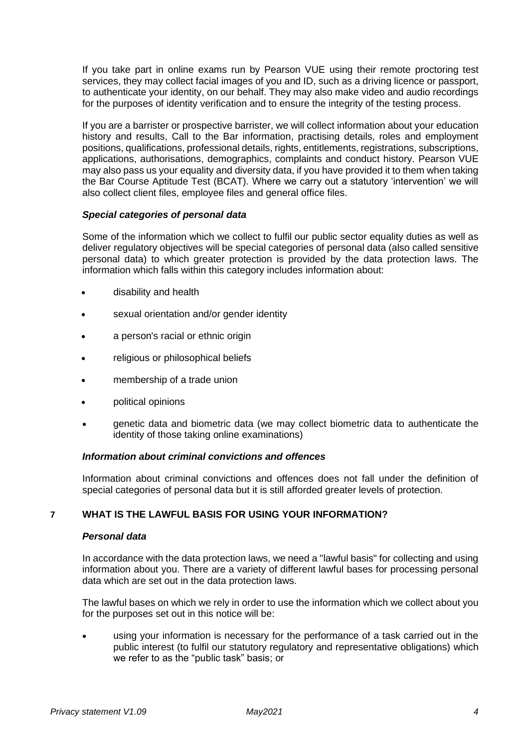If you take part in online exams run by Pearson VUE using their remote proctoring test services, they may collect facial images of you and ID, such as a driving licence or passport, to authenticate your identity, on our behalf. They may also make video and audio recordings for the purposes of identity verification and to ensure the integrity of the testing process.

If you are a barrister or prospective barrister, we will collect information about your education history and results, Call to the Bar information, practising details, roles and employment positions, qualifications, professional details, rights, entitlements, registrations, subscriptions, applications, authorisations, demographics, complaints and conduct history. Pearson VUE may also pass us your equality and diversity data, if you have provided it to them when taking the Bar Course Aptitude Test (BCAT). Where we carry out a statutory 'intervention' we will also collect client files, employee files and general office files.

### ***Special categories of personal data***

Some of the information which we collect to fulfil our public sector equality duties as well as deliver regulatory objectives will be special categories of personal data (also called sensitive personal data) to which greater protection is provided by the data protection laws. The information which falls within this category includes information about:

- disability and health
- sexual orientation and/or gender identity
- a person's racial or ethnic origin
- religious or philosophical beliefs
- membership of a trade union
- political opinions
- genetic data and biometric data (we may collect biometric data to authenticate the identity of those taking online examinations)

### ***Information about criminal convictions and offences***

Information about criminal convictions and offences does not fall under the definition of special categories of personal data but it is still afforded greater levels of protection.

## 7 WHAT IS THE LAWFUL BASIS FOR USING YOUR INFORMATION?

### ***Personal data***

In accordance with the data protection laws, we need a "lawful basis" for collecting and using information about you. There are a variety of different lawful bases for processing personal data which are set out in the data protection laws.

The lawful bases on which we rely in order to use the information which we collect about you for the purposes set out in this notice will be:

- using your information is necessary for the performance of a task carried out in the public interest (to fulfil our statutory regulatory and representative obligations) which we refer to as the "public task" basis; or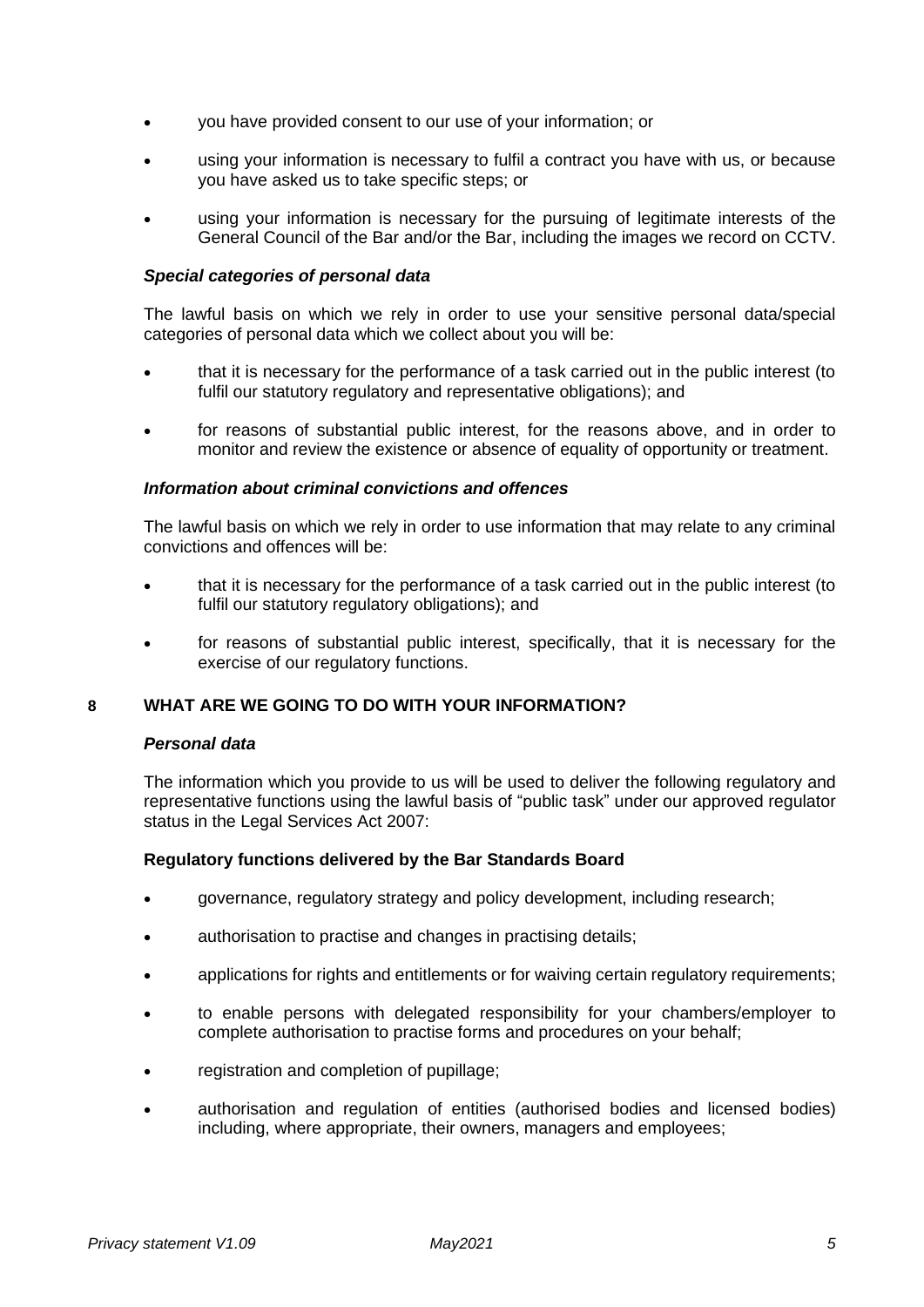- you have provided consent to our use of your information; or
- using your information is necessary to fulfil a contract you have with us, or because you have asked us to take specific steps; or
- using your information is necessary for the pursuing of legitimate interests of the General Council of the Bar and/or the Bar, including the images we record on CCTV.

### *Special categories of personal data*

The lawful basis on which we rely in order to use your sensitive personal data/special categories of personal data which we collect about you will be:

- that it is necessary for the performance of a task carried out in the public interest (to fulfil our statutory regulatory and representative obligations); and
- for reasons of substantial public interest, for the reasons above, and in order to monitor and review the existence or absence of equality of opportunity or treatment.

### *Information about criminal convictions and offences*

The lawful basis on which we rely in order to use information that may relate to any criminal convictions and offences will be:

- that it is necessary for the performance of a task carried out in the public interest (to fulfil our statutory regulatory obligations); and
- for reasons of substantial public interest, specifically, that it is necessary for the exercise of our regulatory functions.

## 8 WHAT ARE WE GOING TO DO WITH YOUR INFORMATION?

### *Personal data*

The information which you provide to us will be used to deliver the following regulatory and representative functions using the lawful basis of "public task" under our approved regulator status in the Legal Services Act 2007:

**Regulatory functions delivered by the Bar Standards Board**

- governance, regulatory strategy and policy development, including research;
- authorisation to practise and changes in practising details;
- applications for rights and entitlements or for waiving certain regulatory requirements;
- to enable persons with delegated responsibility for your chambers/employer to complete authorisation to practise forms and procedures on your behalf;
- registration and completion of pupillage;
- authorisation and regulation of entities (authorised bodies and licensed bodies) including, where appropriate, their owners, managers and employees;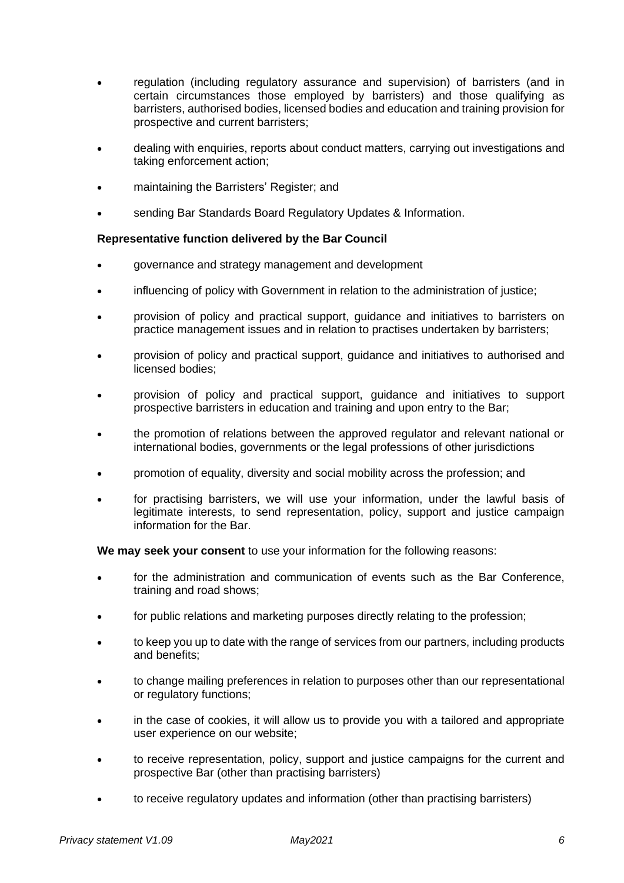- regulation (including regulatory assurance and supervision) of barristers (and in certain circumstances those employed by barristers) and those qualifying as barristers, authorised bodies, licensed bodies and education and training provision for prospective and current barristers;
- dealing with enquiries, reports about conduct matters, carrying out investigations and taking enforcement action;
- maintaining the Barristers' Register; and
- sending Bar Standards Board Regulatory Updates & Information.

**Representative function delivered by the Bar Council**

- governance and strategy management and development
- influencing of policy with Government in relation to the administration of justice;
- provision of policy and practical support, guidance and initiatives to barristers on practice management issues and in relation to practises undertaken by barristers;
- provision of policy and practical support, guidance and initiatives to authorised and licensed bodies;
- provision of policy and practical support, guidance and initiatives to support prospective barristers in education and training and upon entry to the Bar;
- the promotion of relations between the approved regulator and relevant national or international bodies, governments or the legal professions of other jurisdictions
- promotion of equality, diversity and social mobility across the profession; and
- for practising barristers, we will use your information, under the lawful basis of legitimate interests, to send representation, policy, support and justice campaign information for the Bar.

**We may seek your consent** to use your information for the following reasons:

- for the administration and communication of events such as the Bar Conference, training and road shows;
- for public relations and marketing purposes directly relating to the profession;
- to keep you up to date with the range of services from our partners, including products and benefits;
- to change mailing preferences in relation to purposes other than our representational or regulatory functions;
- in the case of cookies, it will allow us to provide you with a tailored and appropriate user experience on our website;
- to receive representation, policy, support and justice campaigns for the current and prospective Bar (other than practising barristers)
- to receive regulatory updates and information (other than practising barristers)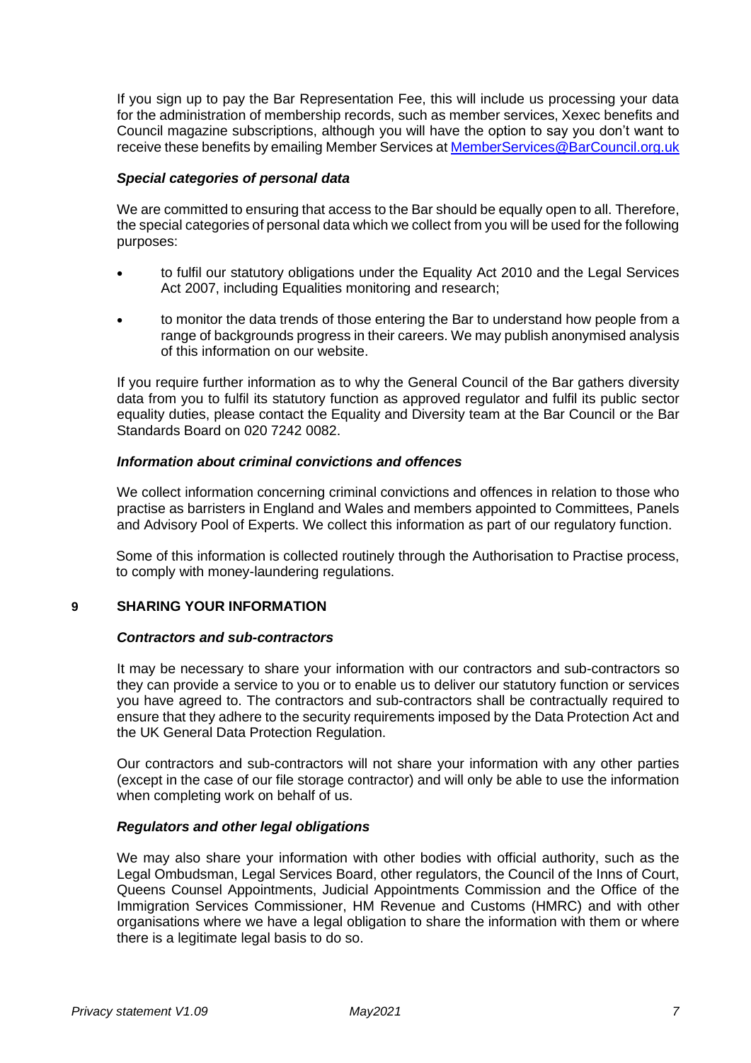If you sign up to pay the Bar Representation Fee, this will include us processing your data for the administration of membership records, such as member services, Xexec benefits and Council magazine subscriptions, although you will have the option to say you don't want to receive these benefits by emailing Member Services at [MemberServices@BarCouncil.org.uk](mailto:MemberServices@BarCouncil.org.uk)

### *Special categories of personal data*

We are committed to ensuring that access to the Bar should be equally open to all. Therefore, the special categories of personal data which we collect from you will be used for the following purposes:

- to fulfil our statutory obligations under the Equality Act 2010 and the Legal Services Act 2007, including Equalities monitoring and research;
- to monitor the data trends of those entering the Bar to understand how people from a range of backgrounds progress in their careers. We may publish anonymised analysis of this information on our website.

If you require further information as to why the General Council of the Bar gathers diversity data from you to fulfil its statutory function as approved regulator and fulfil its public sector equality duties, please contact the Equality and Diversity team at the Bar Council or the Bar Standards Board on 020 7242 0082.

### *Information about criminal convictions and offences*

We collect information concerning criminal convictions and offences in relation to those who practise as barristers in England and Wales and members appointed to Committees, Panels and Advisory Pool of Experts. We collect this information as part of our regulatory function.

Some of this information is collected routinely through the Authorisation to Practise process, to comply with money-laundering regulations.

## 9 SHARING YOUR INFORMATION

### *Contractors and sub-contractors*

It may be necessary to share your information with our contractors and sub-contractors so they can provide a service to you or to enable us to deliver our statutory function or services you have agreed to. The contractors and sub-contractors shall be contractually required to ensure that they adhere to the security requirements imposed by the Data Protection Act and the UK General Data Protection Regulation.

Our contractors and sub-contractors will not share your information with any other parties (except in the case of our file storage contractor) and will only be able to use the information when completing work on behalf of us.

### *Regulators and other legal obligations*

We may also share your information with other bodies with official authority, such as the Legal Ombudsman, Legal Services Board, other regulators, the Council of the Inns of Court, Queens Counsel Appointments, Judicial Appointments Commission and the Office of the Immigration Services Commissioner, HM Revenue and Customs (HMRC) and with other organisations where we have a legal obligation to share the information with them or where there is a legitimate legal basis to do so.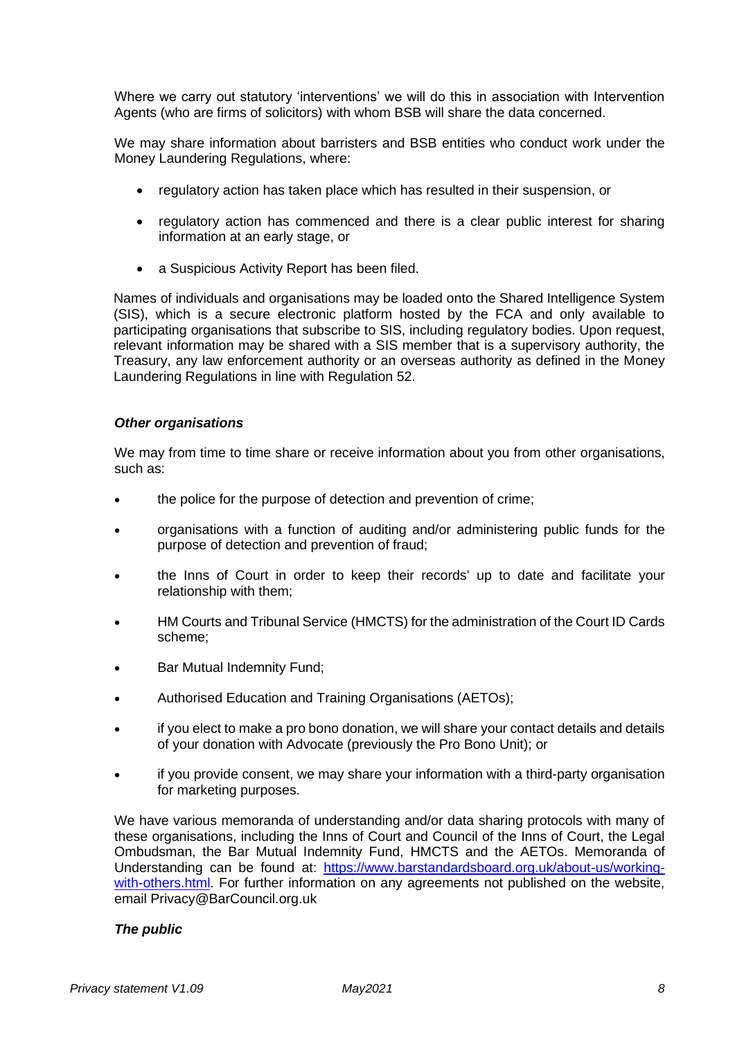Where we carry out statutory 'interventions' we will do this in association with Intervention Agents (who are firms of solicitors) with whom BSB will share the data concerned.

We may share information about barristers and BSB entities who conduct work under the Money Laundering Regulations, where:

- regulatory action has taken place which has resulted in their suspension, or
- regulatory action has commenced and there is a clear public interest for sharing information at an early stage, or
- a Suspicious Activity Report has been filed.

Names of individuals and organisations may be loaded onto the Shared Intelligence System (SIS), which is a secure electronic platform hosted by the FCA and only available to participating organisations that subscribe to SIS, including regulatory bodies. Upon request, relevant information may be shared with a SIS member that is a supervisory authority, the Treasury, any law enforcement authority or an overseas authority as defined in the Money Laundering Regulations in line with Regulation 52.

***Other organisations***

We may from time to time share or receive information about you from other organisations, such as:

- the police for the purpose of detection and prevention of crime;
- organisations with a function of auditing and/or administering public funds for the purpose of detection and prevention of fraud;
- the Inns of Court in order to keep their records' up to date and facilitate your relationship with them;
- HM Courts and Tribunal Service (HMCTS) for the administration of the Court ID Cards scheme;
- Bar Mutual Indemnity Fund;
- Authorised Education and Training Organisations (AETOs);
- if you elect to make a pro bono donation, we will share your contact details and details of your donation with Advocate (previously the Pro Bono Unit); or
- if you provide consent, we may share your information with a third-party organisation for marketing purposes.

We have various memoranda of understanding and/or data sharing protocols with many of these organisations, including the Inns of Court and Council of the Inns of Court, the Legal Ombudsman, the Bar Mutual Indemnity Fund, HMCTS and the AETOs. Memoranda of Understanding can be found at: [https://www.barstandardsboard.org.uk/about-us/working-with-others.html](https://www.barstandardsboard.org.uk/about-us/working-with-others.html). For further information on any agreements not published on the website, email Privacy@BarCouncil.org.uk

***The public***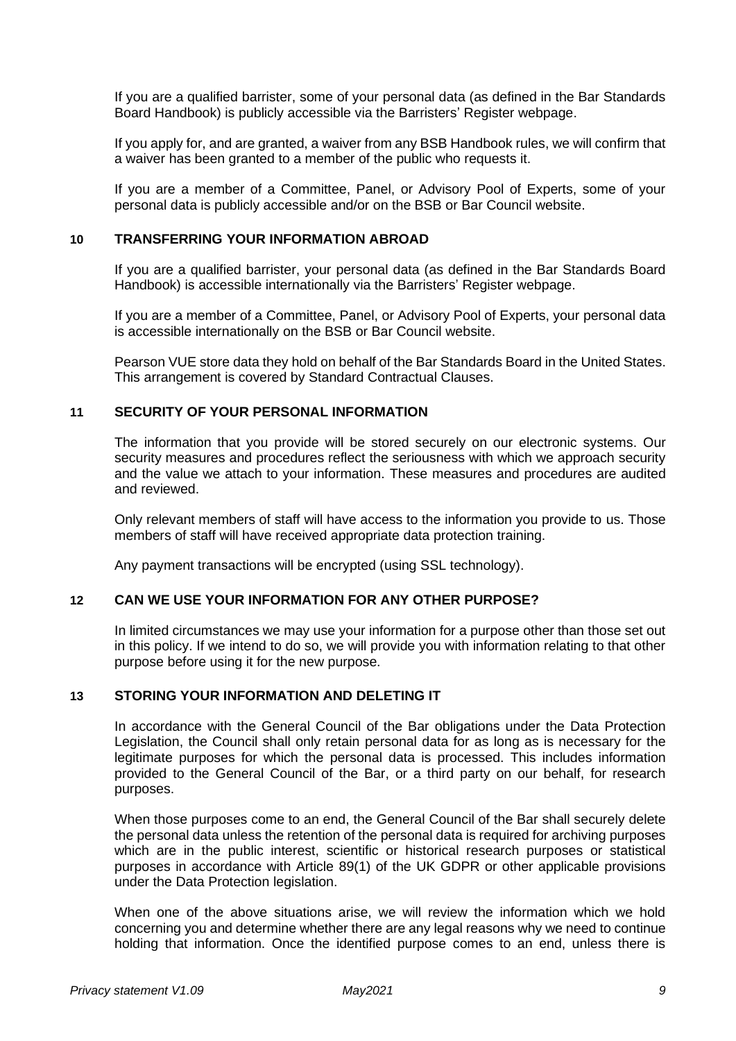If you are a qualified barrister, some of your personal data (as defined in the Bar Standards Board Handbook) is publicly accessible via the Barristers' Register webpage.

If you apply for, and are granted, a waiver from any BSB Handbook rules, we will confirm that a waiver has been granted to a member of the public who requests it.

If you are a member of a Committee, Panel, or Advisory Pool of Experts, some of your personal data is publicly accessible and/or on the BSB or Bar Council website.

## 10 TRANSFERRING YOUR INFORMATION ABROAD

If you are a qualified barrister, your personal data (as defined in the Bar Standards Board Handbook) is accessible internationally via the Barristers' Register webpage.

If you are a member of a Committee, Panel, or Advisory Pool of Experts, your personal data is accessible internationally on the BSB or Bar Council website.

Pearson VUE store data they hold on behalf of the Bar Standards Board in the United States. This arrangement is covered by Standard Contractual Clauses.

## 11 SECURITY OF YOUR PERSONAL INFORMATION

The information that you provide will be stored securely on our electronic systems. Our security measures and procedures reflect the seriousness with which we approach security and the value we attach to your information. These measures and procedures are audited and reviewed.

Only relevant members of staff will have access to the information you provide to us. Those members of staff will have received appropriate data protection training.

Any payment transactions will be encrypted (using SSL technology).

## 12 CAN WE USE YOUR INFORMATION FOR ANY OTHER PURPOSE?

In limited circumstances we may use your information for a purpose other than those set out in this policy. If we intend to do so, we will provide you with information relating to that other purpose before using it for the new purpose.

## 13 STORING YOUR INFORMATION AND DELETING IT

In accordance with the General Council of the Bar obligations under the Data Protection Legislation, the Council shall only retain personal data for as long as is necessary for the legitimate purposes for which the personal data is processed. This includes information provided to the General Council of the Bar, or a third party on our behalf, for research purposes.

When those purposes come to an end, the General Council of the Bar shall securely delete the personal data unless the retention of the personal data is required for archiving purposes which are in the public interest, scientific or historical research purposes or statistical purposes in accordance with Article 89(1) of the UK GDPR or other applicable provisions under the Data Protection legislation.

When one of the above situations arise, we will review the information which we hold concerning you and determine whether there are any legal reasons why we need to continue holding that information. Once the identified purpose comes to an end, unless there is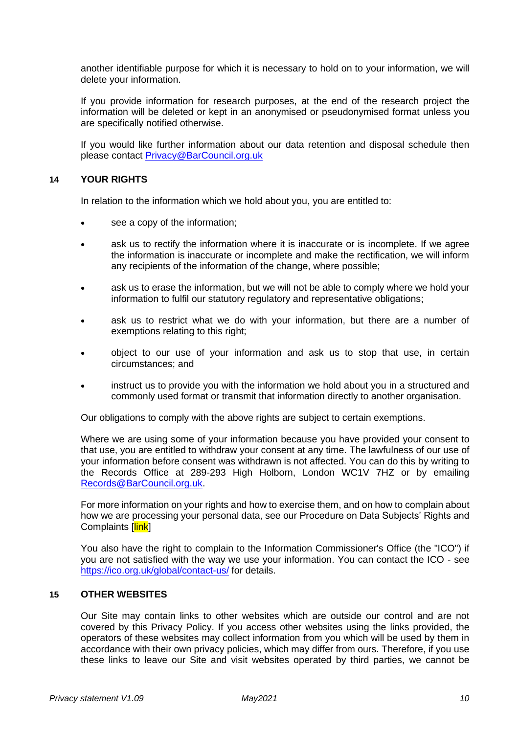another identifiable purpose for which it is necessary to hold on to your information, we will delete your information.

If you provide information for research purposes, at the end of the research project the information will be deleted or kept in an anonymised or pseudonymised format unless you are specifically notified otherwise.

If you would like further information about our data retention and disposal schedule then please contact Privacy@BarCouncil.org.uk

## 14 YOUR RIGHTS

In relation to the information which we hold about you, you are entitled to:

- see a copy of the information;
- ask us to rectify the information where it is inaccurate or is incomplete. If we agree the information is inaccurate or incomplete and make the rectification, we will inform any recipients of the information of the change, where possible;
- ask us to erase the information, but we will not be able to comply where we hold your information to fulfil our statutory regulatory and representative obligations;
- ask us to restrict what we do with your information, but there are a number of exemptions relating to this right;
- object to our use of your information and ask us to stop that use, in certain circumstances; and
- instruct us to provide you with the information we hold about you in a structured and commonly used format or transmit that information directly to another organisation.

Our obligations to comply with the above rights are subject to certain exemptions.

Where we are using some of your information because you have provided your consent to that use, you are entitled to withdraw your consent at any time. The lawfulness of our use of your information before consent was withdrawn is not affected. You can do this by writing to the Records Office at 289-293 High Holborn, London WC1V 7HZ or by emailing Records@BarCouncil.org.uk.

For more information on your rights and how to exercise them, and on how to complain about how we are processing your personal data, see our Procedure on Data Subjects' Rights and Complaints [link]

You also have the right to complain to the Information Commissioner's Office (the "ICO") if you are not satisfied with the way we use your information. You can contact the ICO - see https://ico.org.uk/global/contact-us/ for details.

## 15 OTHER WEBSITES

Our Site may contain links to other websites which are outside our control and are not covered by this Privacy Policy. If you access other websites using the links provided, the operators of these websites may collect information from you which will be used by them in accordance with their own privacy policies, which may differ from ours. Therefore, if you use these links to leave our Site and visit websites operated by third parties, we cannot be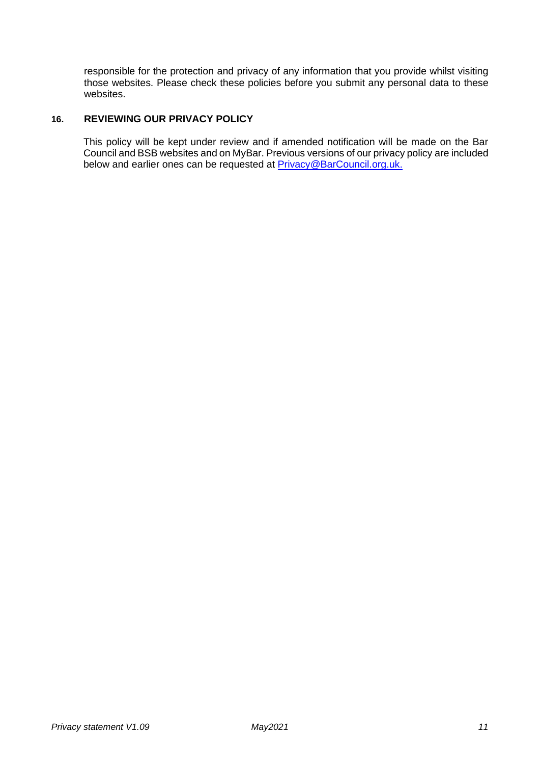responsible for the protection and privacy of any information that you provide whilst visiting those websites. Please check these policies before you submit any personal data to these websites.

## 16. REVIEWING OUR PRIVACY POLICY

This policy will be kept under review and if amended notification will be made on the Bar Council and BSB websites and on MyBar. Previous versions of our privacy policy are included below and earlier ones can be requested at Privacy@BarCouncil.org.uk.